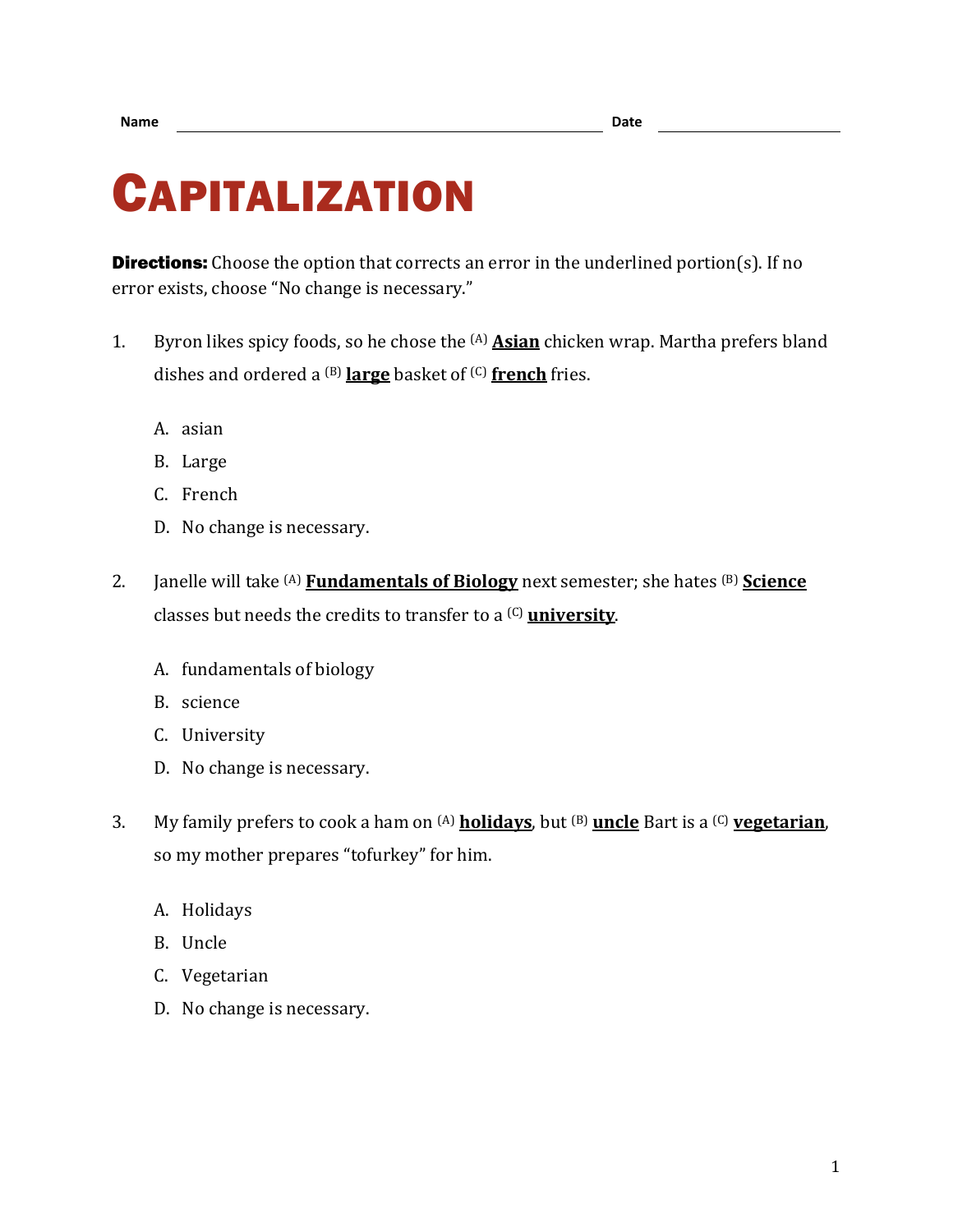Name ____________________ Date ____________

# CAPITALIZATION

**Directions:** Choose the option that corrects an error in the underlined portion(s). If no error exists, choose "No change is necessary."

1. Byron likes spicy foods, so he chose the (A) **Asian** chicken wrap. Martha prefers bland dishes and ordered a (B) **large** basket of (C) **french** fries.

   A. asian
   B. Large
   C. French
   D. No change is necessary.

2. Janelle will take (A) **Fundamentals of Biology** next semester; she hates (B) **Science** classes but needs the credits to transfer to a (C) **university**.

   A. fundamentals of biology
   B. science
   C. University
   D. No change is necessary.

3. My family prefers to cook a ham on (A) **holidays**, but (B) **uncle** Bart is a (C) **vegetarian**, so my mother prepares "tofurkey" for him.

   A. Holidays
   B. Uncle
   C. Vegetarian
   D. No change is necessary.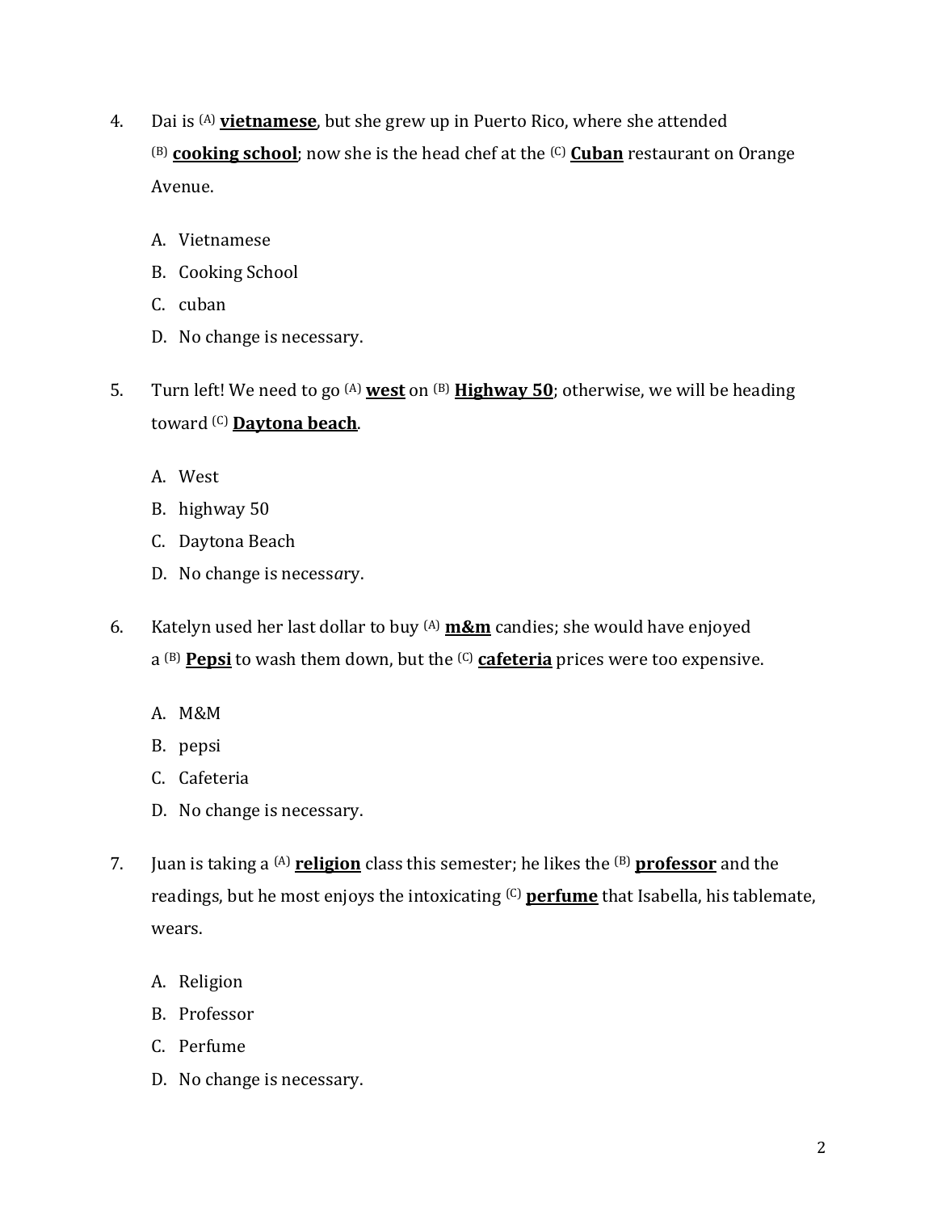4. Dai is (A) **<u>vietnamese</u>**, but she grew up in Puerto Rico, where she attended (B) **<u>cooking school</u>**; now she is the head chef at the (C) **<u>Cuban</u>** restaurant on Orange Avenue.

    A. Vietnamese
    B. Cooking School
    C. cuban
    D. No change is necessary.

5. Turn left! We need to go (A) **<u>west</u>** on (B) **<u>Highway 50</u>**; otherwise, we will be heading toward (C) **<u>Daytona beach</u>**.

    A. West
    B. highway 50
    C. Daytona Beach
    D. No change is necessary.

6. Katelyn used her last dollar to buy (A) **<u>m&m</u>** candies; she would have enjoyed a (B) **<u>Pepsi</u>** to wash them down, but the (C) **<u>cafeteria</u>** prices were too expensive.

    A. M&M
    B. pepsi
    C. Cafeteria
    D. No change is necessary.

7. Juan is taking a (A) **<u>religion</u>** class this semester; he likes the (B) **<u>professor</u>** and the readings, but he most enjoys the intoxicating (C) **<u>perfume</u>** that Isabella, his tablemate, wears.

    A. Religion
    B. Professor
    C. Perfume
    D. No change is necessary.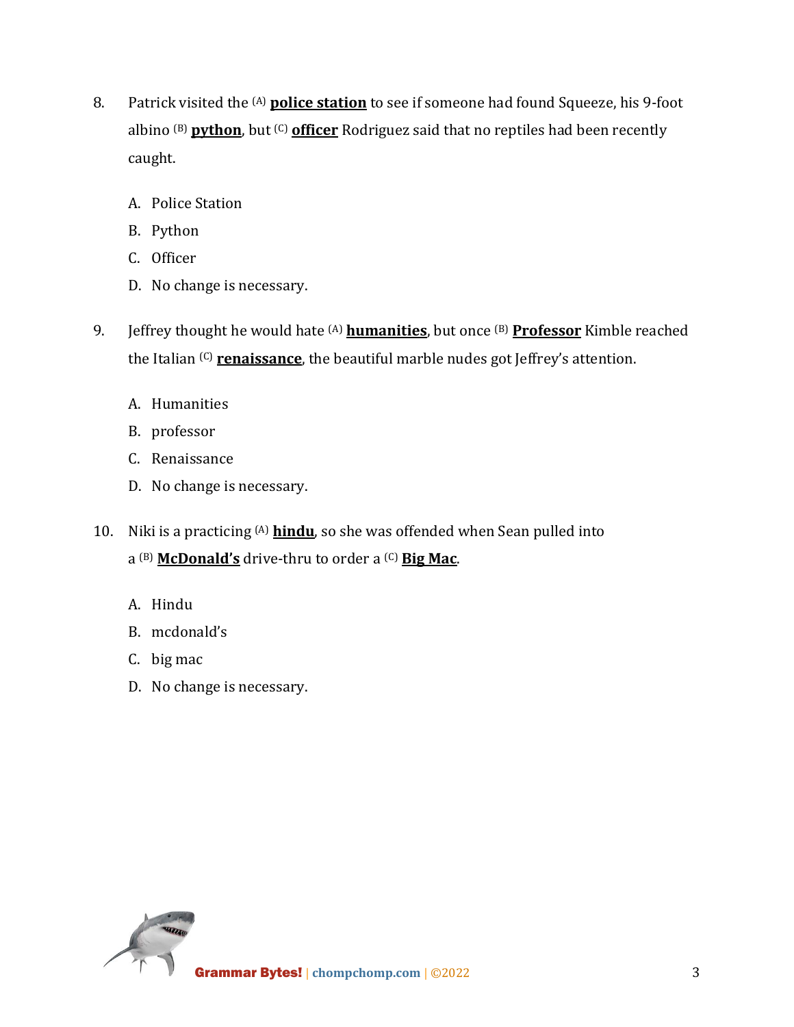8. Patrick visited the (A) **police station** to see if someone had found Squeeze, his 9-foot albino (B) **python**, but (C) **officer** Rodriguez said that no reptiles had been recently caught.

   A. Police Station
   B. Python
   C. Officer
   D. No change is necessary.

9. Jeffrey thought he would hate (A) **humanities**, but once (B) **Professor** Kimble reached the Italian (C) **renaissance**, the beautiful marble nudes got Jeffrey's attention.

   A. Humanities
   B. professor
   C. Renaissance
   D. No change is necessary.

10. Niki is a practicing (A) **hindu**, so she was offended when Sean pulled into a (B) **McDonald's** drive-thru to order a (C) **Big Mac**.

    A. Hindu
    B. mcdonald's
    C. big mac
    D. No change is necessary.